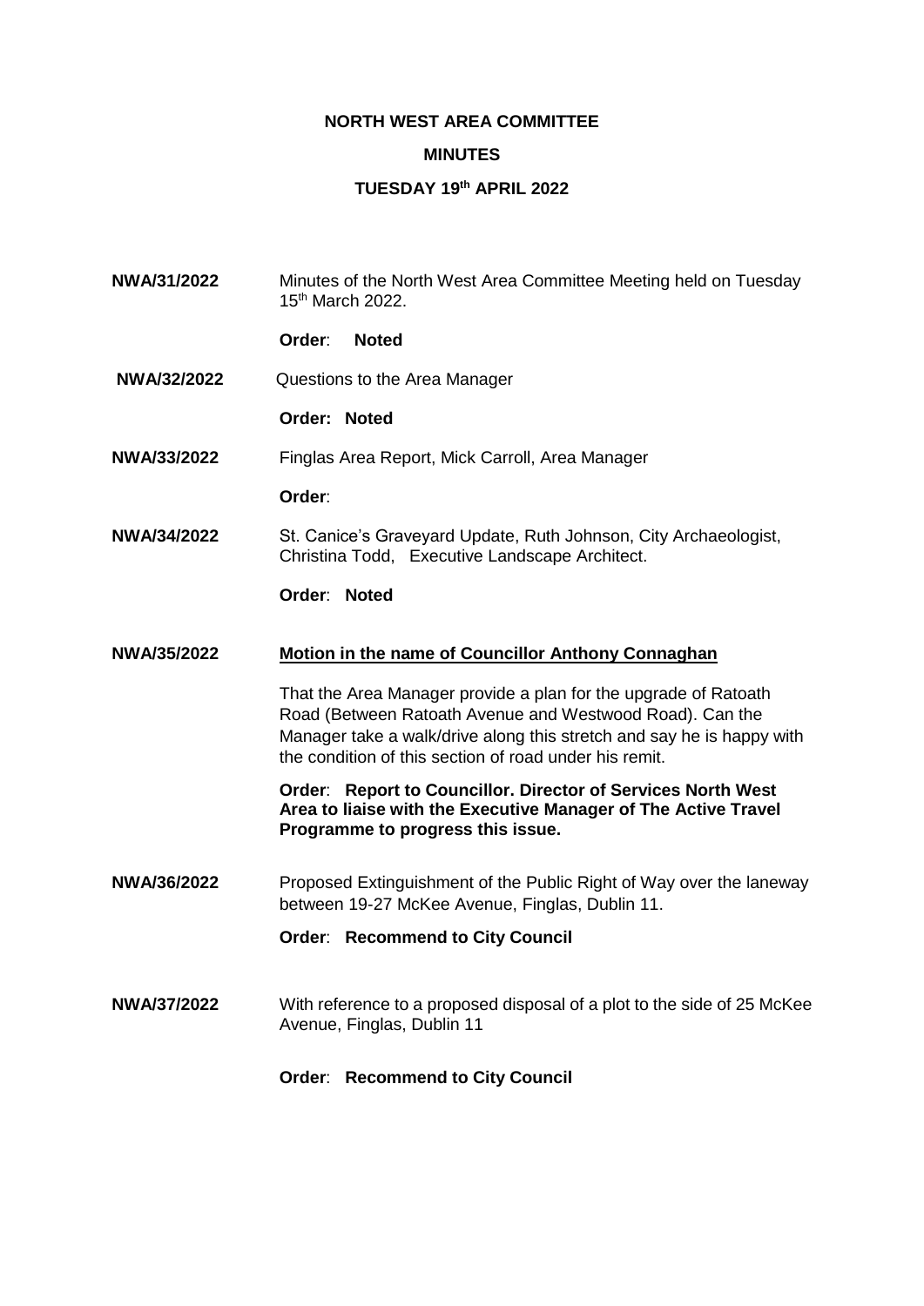# NORTH WEST AREA COMMITTEE

## MINUTES

## TUESDAY 19th APRIL 2022

**NWA/31/2022** Minutes of the North West Area Committee Meeting held on Tuesday 15th March 2022.

**Order**: **Noted**

**NWA/32/2022** Questions to the Area Manager

**Order: Noted**

**NWA/33/2022** Finglas Area Report, Mick Carroll, Area Manager

**Order**:

**NWA/34/2022** St. Canice's Graveyard Update, Ruth Johnson, City Archaeologist, Christina Todd, Executive Landscape Architect.

**Order**: **Noted**

**NWA/35/2022** **Motion in the name of Councillor Anthony Connaghan**

That the Area Manager provide a plan for the upgrade of Ratoath Road (Between Ratoath Avenue and Westwood Road). Can the Manager take a walk/drive along this stretch and say he is happy with the condition of this section of road under his remit.

**Order**: **Report to Councillor. Director of Services North West Area to liaise with the Executive Manager of The Active Travel Programme to progress this issue.**

**NWA/36/2022** Proposed Extinguishment of the Public Right of Way over the laneway between 19-27 McKee Avenue, Finglas, Dublin 11.

**Order**: **Recommend to City Council**

**NWA/37/2022** With reference to a proposed disposal of a plot to the side of 25 McKee Avenue, Finglas, Dublin 11

**Order**: **Recommend to City Council**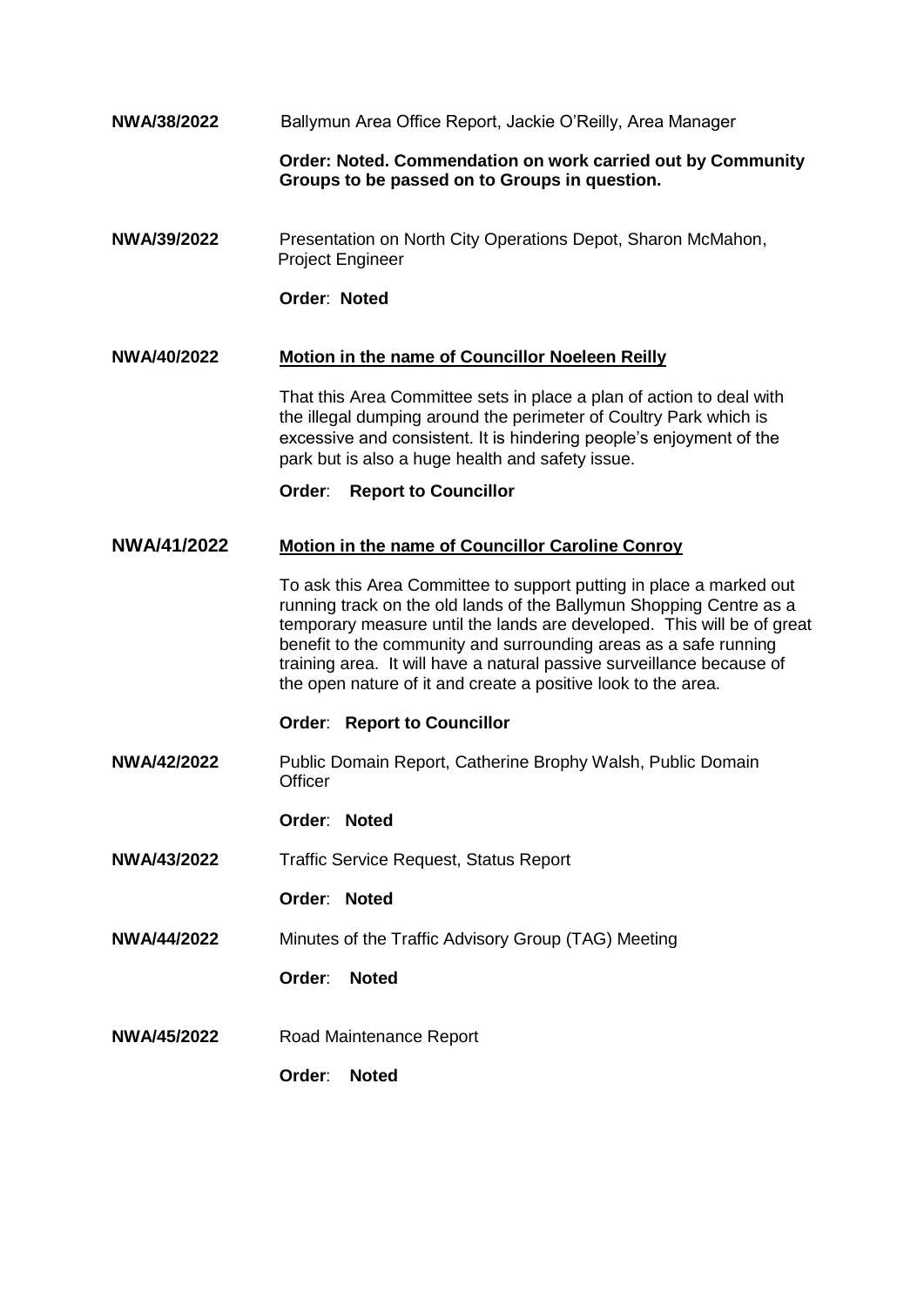**NWA/38/2022** Ballymun Area Office Report, Jackie O'Reilly, Area Manager

**Order: Noted. Commendation on work carried out by Community Groups to be passed on to Groups in question.**

**NWA/39/2022** Presentation on North City Operations Depot, Sharon McMahon, Project Engineer

**Order**: **Noted**

**NWA/40/2022** **Motion in the name of Councillor Noeleen Reilly**

That this Area Committee sets in place a plan of action to deal with the illegal dumping around the perimeter of Coultry Park which is excessive and consistent. It is hindering people's enjoyment of the park but is also a huge health and safety issue.

**Order**: **Report to Councillor**

**NWA/41/2022** **Motion in the name of Councillor Caroline Conroy**

To ask this Area Committee to support putting in place a marked out running track on the old lands of the Ballymun Shopping Centre as a temporary measure until the lands are developed. This will be of great benefit to the community and surrounding areas as a safe running training area. It will have a natural passive surveillance because of the open nature of it and create a positive look to the area.

**Order**: **Report to Councillor**

**NWA/42/2022** Public Domain Report, Catherine Brophy Walsh, Public Domain Officer

**Order**: **Noted**

**NWA/43/2022** Traffic Service Request, Status Report

**Order**: **Noted**

**NWA/44/2022** Minutes of the Traffic Advisory Group (TAG) Meeting

**Order**: **Noted**

**NWA/45/2022** Road Maintenance Report

**Order**: **Noted**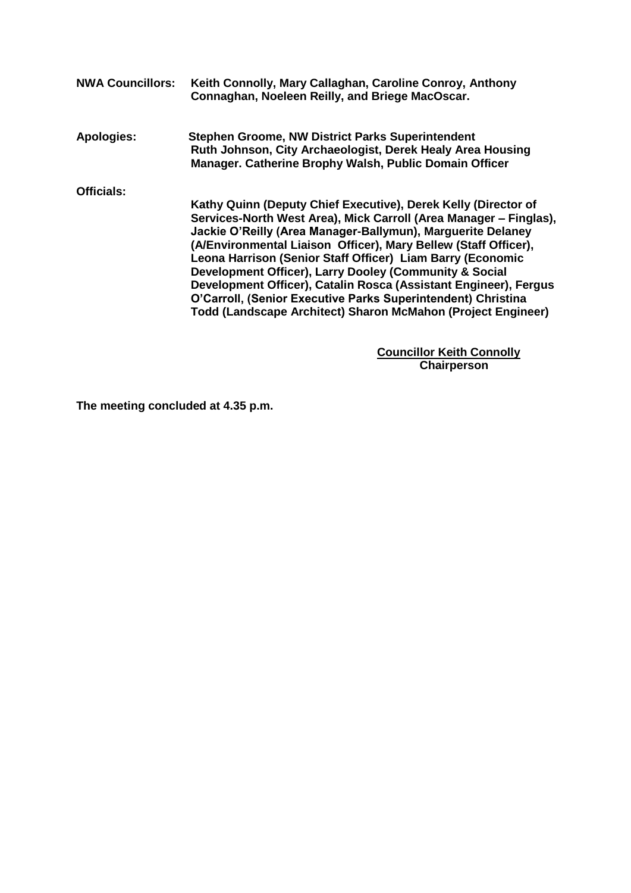**NWA Councillors:** **Keith Connolly, Mary Callaghan, Caroline Conroy, Anthony Connaghan, Noeleen Reilly, and Briege MacOscar.**

**Apologies:** **Stephen Groome, NW District Parks Superintendent Ruth Johnson, City Archaeologist, Derek Healy Area Housing Manager. Catherine Brophy Walsh, Public Domain Officer**

**Officials:**

**Kathy Quinn (Deputy Chief Executive), Derek Kelly (Director of Services-North West Area), Mick Carroll (Area Manager – Finglas), Jackie O'Reilly (Area Manager-Ballymun), Marguerite Delaney (A/Environmental Liaison Officer), Mary Bellew (Staff Officer), Leona Harrison (Senior Staff Officer) Liam Barry (Economic Development Officer), Larry Dooley (Community & Social Development Officer), Catalin Rosca (Assistant Engineer), Fergus O'Carroll, (Senior Executive Parks Superintendent) Christina Todd (Landscape Architect) Sharon McMahon (Project Engineer)**

**Councillor Keith Connolly**
**Chairperson**

**The meeting concluded at 4.35 p.m.**